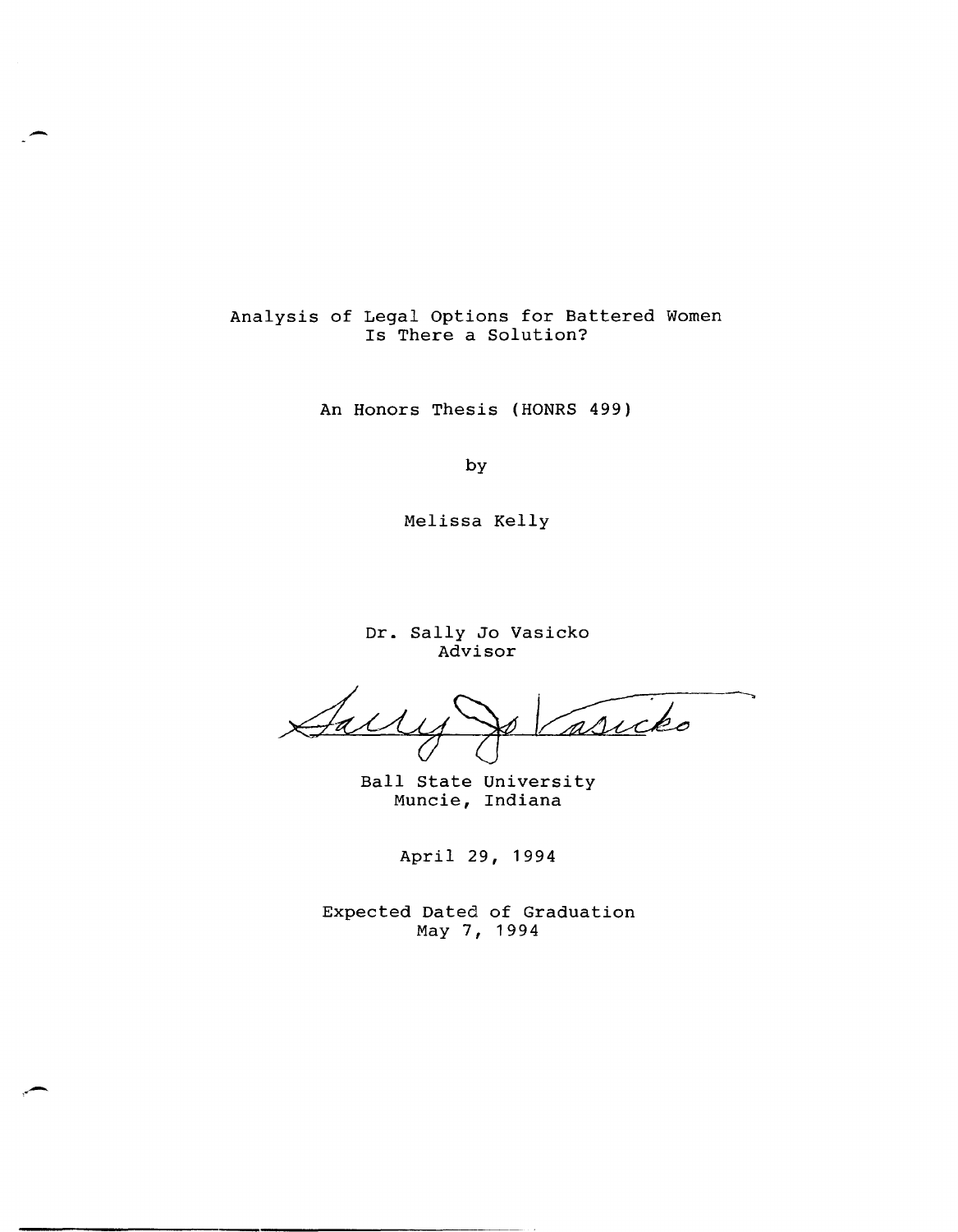# Analysis of Legal Options for Battered Women
# Is There a Solution?

An Honors Thesis (HONRS 499)

by

Melissa Kelly

Dr. Sally Jo Vasicko
Advisor

Ball State University
Muncie, Indiana

April 29, 1994

Expected Dated of Graduation
May 7, 1994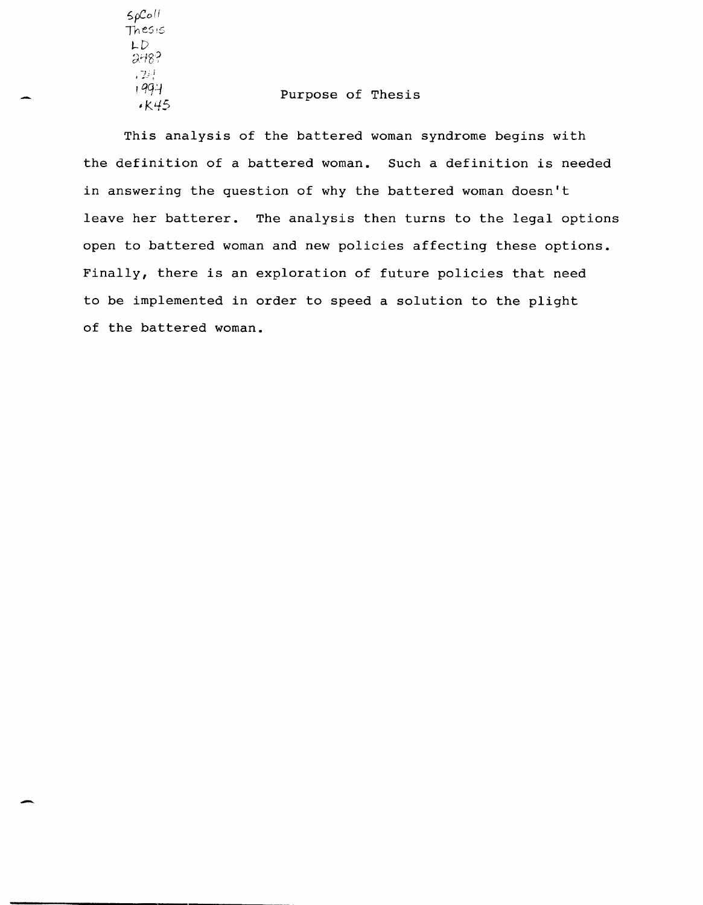SpColl
Thesis
LD
2489
.Z4
1994
.K45

## Purpose of Thesis

This analysis of the battered woman syndrome begins with the definition of a battered woman. Such a definition is needed in answering the question of why the battered woman doesn't leave her batterer. The analysis then turns to the legal options open to battered woman and new policies affecting these options. Finally, there is an exploration of future policies that need to be implemented in order to speed a solution to the plight of the battered woman.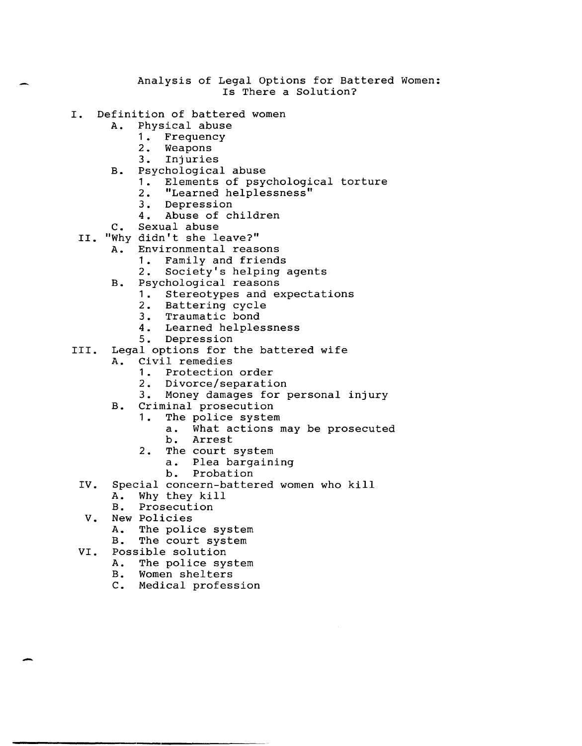# Analysis of Legal Options for Battered Women: Is There a Solution?

I. Definition of battered women
   A. Physical abuse
      1. Frequency
      2. Weapons
      3. Injuries
   B. Psychological abuse
      1. Elements of psychological torture
      2. "Learned helplessness"
      3. Depression
      4. Abuse of children
   C. Sexual abuse

II. "Why didn't she leave?"
   A. Environmental reasons
      1. Family and friends
      2. Society's helping agents
   B. Psychological reasons
      1. Stereotypes and expectations
      2. Battering cycle
      3. Traumatic bond
      4. Learned helplessness
      5. Depression

III. Legal options for the battered wife
   A. Civil remedies
      1. Protection order
      2. Divorce/separation
      3. Money damages for personal injury
   B. Criminal prosecution
      1. The police system
         a. What actions may be prosecuted
         b. Arrest
      2. The court system
         a. Plea bargaining
         b. Probation

IV. Special concern-battered women who kill
   A. Why they kill
   B. Prosecution

V. New Policies
   A. The police system
   B. The court system

VI. Possible solution
   A. The police system
   B. Women shelters
   C. Medical profession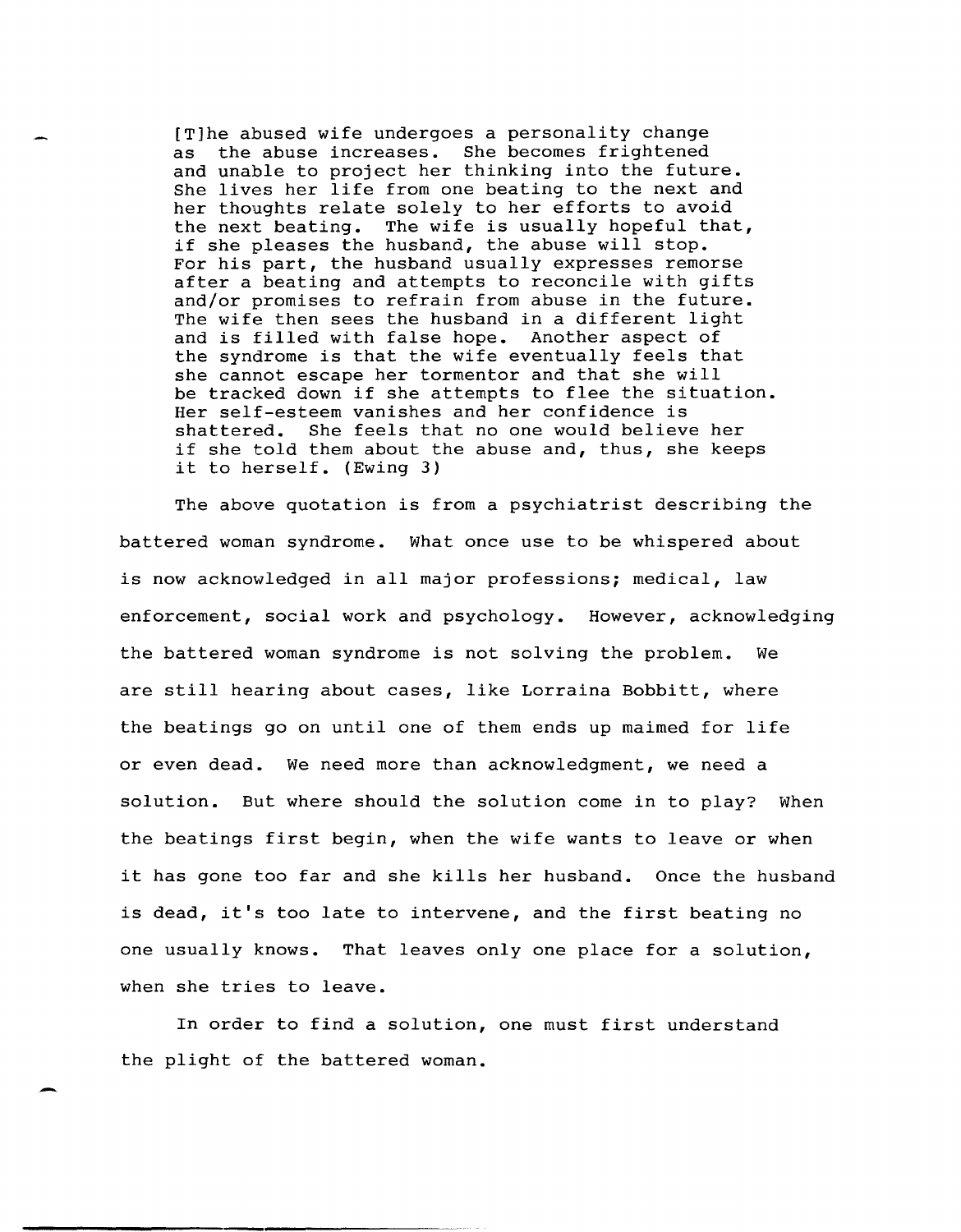> [T]he abused wife undergoes a personality change as the abuse increases. She becomes frightened and unable to project her thinking into the future. She lives her life from one beating to the next and her thoughts relate solely to her efforts to avoid the next beating. The wife is usually hopeful that, if she pleases the husband, the abuse will stop. For his part, the husband usually expresses remorse after a beating and attempts to reconcile with gifts and/or promises to refrain from abuse in the future. The wife then sees the husband in a different light and is filled with false hope. Another aspect of the syndrome is that the wife eventually feels that she cannot escape her tormentor and that she will be tracked down if she attempts to flee the situation. Her self-esteem vanishes and her confidence is shattered. She feels that no one would believe her if she told them about the abuse and, thus, she keeps it to herself. (Ewing 3)

The above quotation is from a psychiatrist describing the battered woman syndrome. What once use to be whispered about is now acknowledged in all major professions; medical, law enforcement, social work and psychology. However, acknowledging the battered woman syndrome is not solving the problem. We are still hearing about cases, like Lorraina Bobbitt, where the beatings go on until one of them ends up maimed for life or even dead. We need more than acknowledgment, we need a solution. But where should the solution come in to play? When the beatings first begin, when the wife wants to leave or when it has gone too far and she kills her husband. Once the husband is dead, it's too late to intervene, and the first beating no one usually knows. That leaves only one place for a solution, when she tries to leave.

In order to find a solution, one must first understand the plight of the battered woman.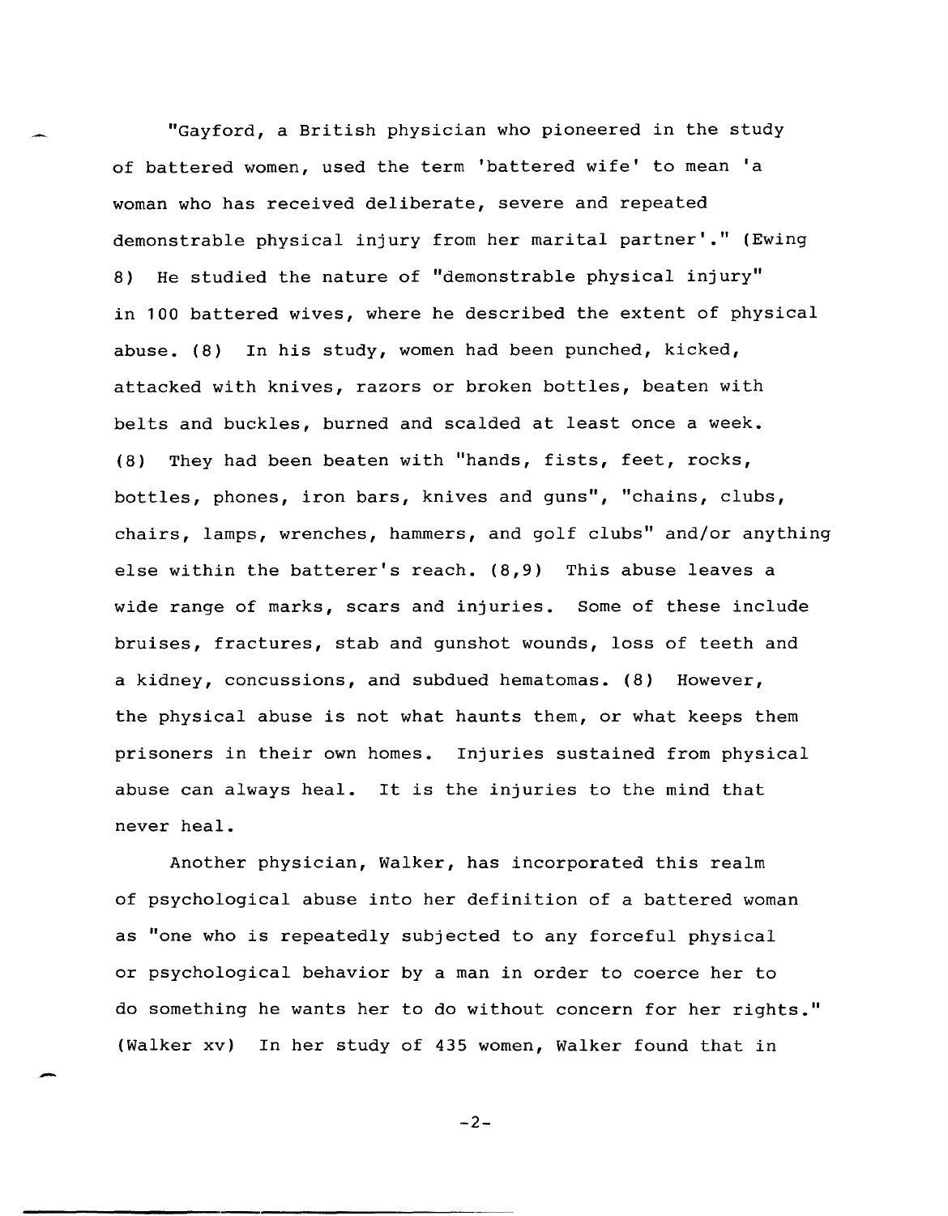"Gayford, a British physician who pioneered in the study of battered women, used the term 'battered wife' to mean 'a woman who has received deliberate, severe and repeated demonstrable physical injury from her marital partner'." (Ewing 8) He studied the nature of "demonstrable physical injury" in 100 battered wives, where he described the extent of physical abuse. (8) In his study, women had been punched, kicked, attacked with knives, razors or broken bottles, beaten with belts and buckles, burned and scalded at least once a week. (8) They had been beaten with "hands, fists, feet, rocks, bottles, phones, iron bars, knives and guns", "chains, clubs, chairs, lamps, wrenches, hammers, and golf clubs" and/or anything else within the batterer's reach. (8,9) This abuse leaves a wide range of marks, scars and injuries. Some of these include bruises, fractures, stab and gunshot wounds, loss of teeth and a kidney, concussions, and subdued hematomas. (8) However, the physical abuse is not what haunts them, or what keeps them prisoners in their own homes. Injuries sustained from physical abuse can always heal. It is the injuries to the mind that never heal.

Another physician, Walker, has incorporated this realm of psychological abuse into her definition of a battered woman as "one who is repeatedly subjected to any forceful physical or psychological behavior by a man in order to coerce her to do something he wants her to do without concern for her rights." (Walker xv) In her study of 435 women, Walker found that in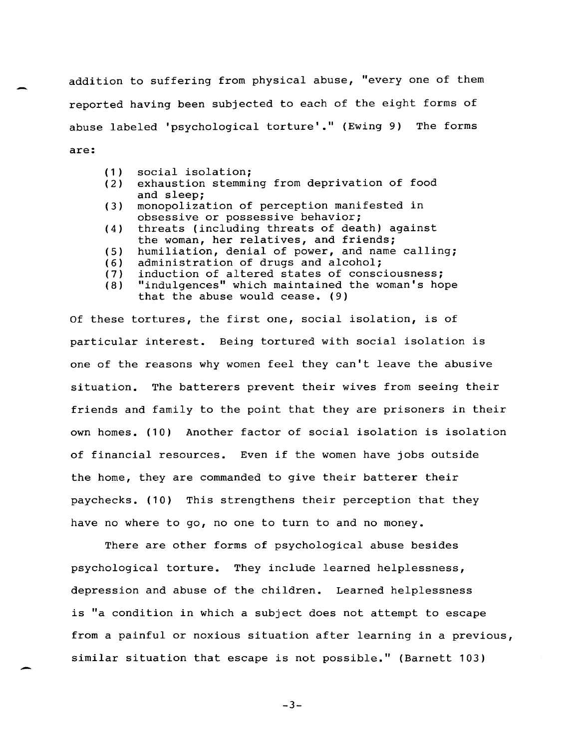addition to suffering from physical abuse, "every one of them reported having been subjected to each of the eight forms of abuse labeled 'psychological torture'." (Ewing 9) The forms are:

> (1) social isolation;
> (2) exhaustion stemming from deprivation of food and sleep;
> (3) monopolization of perception manifested in obsessive or possessive behavior;
> (4) threats (including threats of death) against the woman, her relatives, and friends;
> (5) humiliation, denial of power, and name calling;
> (6) administration of drugs and alcohol;
> (7) induction of altered states of consciousness;
> (8) "indulgences" which maintained the woman's hope that the abuse would cease. (9)

Of these tortures, the first one, social isolation, is of particular interest. Being tortured with social isolation is one of the reasons why women feel they can't leave the abusive situation. The batterers prevent their wives from seeing their friends and family to the point that they are prisoners in their own homes. (10) Another factor of social isolation is isolation of financial resources. Even if the women have jobs outside the home, they are commanded to give their batterer their paychecks. (10) This strengthens their perception that they have no where to go, no one to turn to and no money.

There are other forms of psychological abuse besides psychological torture. They include learned helplessness, depression and abuse of the children. Learned helplessness is "a condition in which a subject does not attempt to escape from a painful or noxious situation after learning in a previous, similar situation that escape is not possible." (Barnett 103)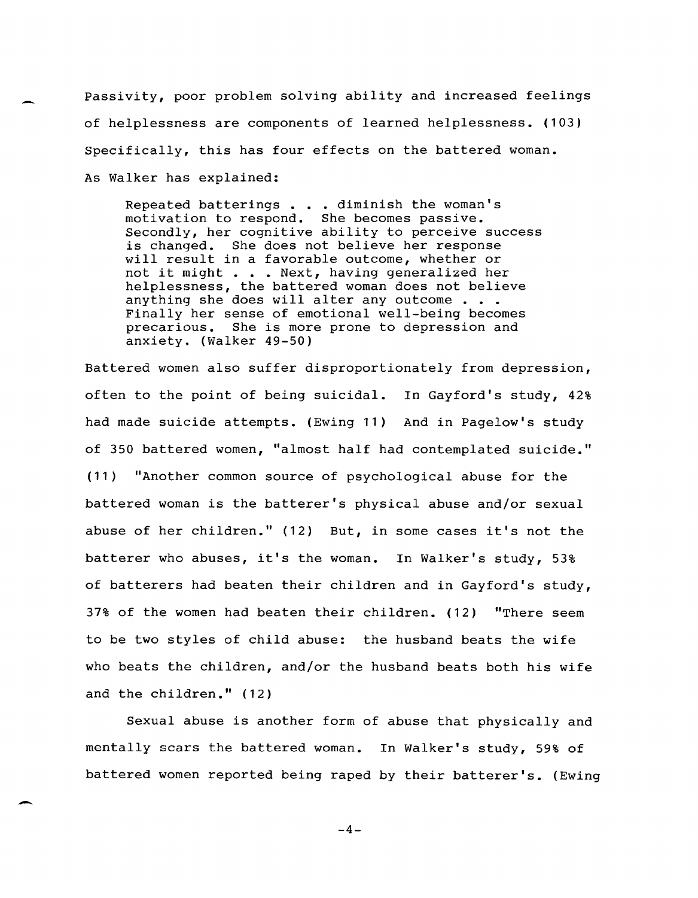Passivity, poor problem solving ability and increased feelings of helplessness are components of learned helplessness. (103) Specifically, this has four effects on the battered woman. As Walker has explained:

> Repeated batterings . . . diminish the woman's motivation to respond. She becomes passive. Secondly, her cognitive ability to perceive success is changed. She does not believe her response will result in a favorable outcome, whether or not it might . . . Next, having generalized her helplessness, the battered woman does not believe anything she does will alter any outcome . . . Finally her sense of emotional well-being becomes precarious. She is more prone to depression and anxiety. (Walker 49-50)

Battered women also suffer disproportionately from depression, often to the point of being suicidal. In Gayford's study, 42% had made suicide attempts. (Ewing 11) And in Pagelow's study of 350 battered women, "almost half had contemplated suicide." (11) "Another common source of psychological abuse for the battered woman is the batterer's physical abuse and/or sexual abuse of her children." (12) But, in some cases it's not the batterer who abuses, it's the woman. In Walker's study, 53% of batterers had beaten their children and in Gayford's study, 37% of the women had beaten their children. (12) "There seem to be two styles of child abuse: the husband beats the wife who beats the children, and/or the husband beats both his wife and the children." (12)

Sexual abuse is another form of abuse that physically and mentally scars the battered woman. In Walker's study, 59% of battered women reported being raped by their batterer's. (Ewing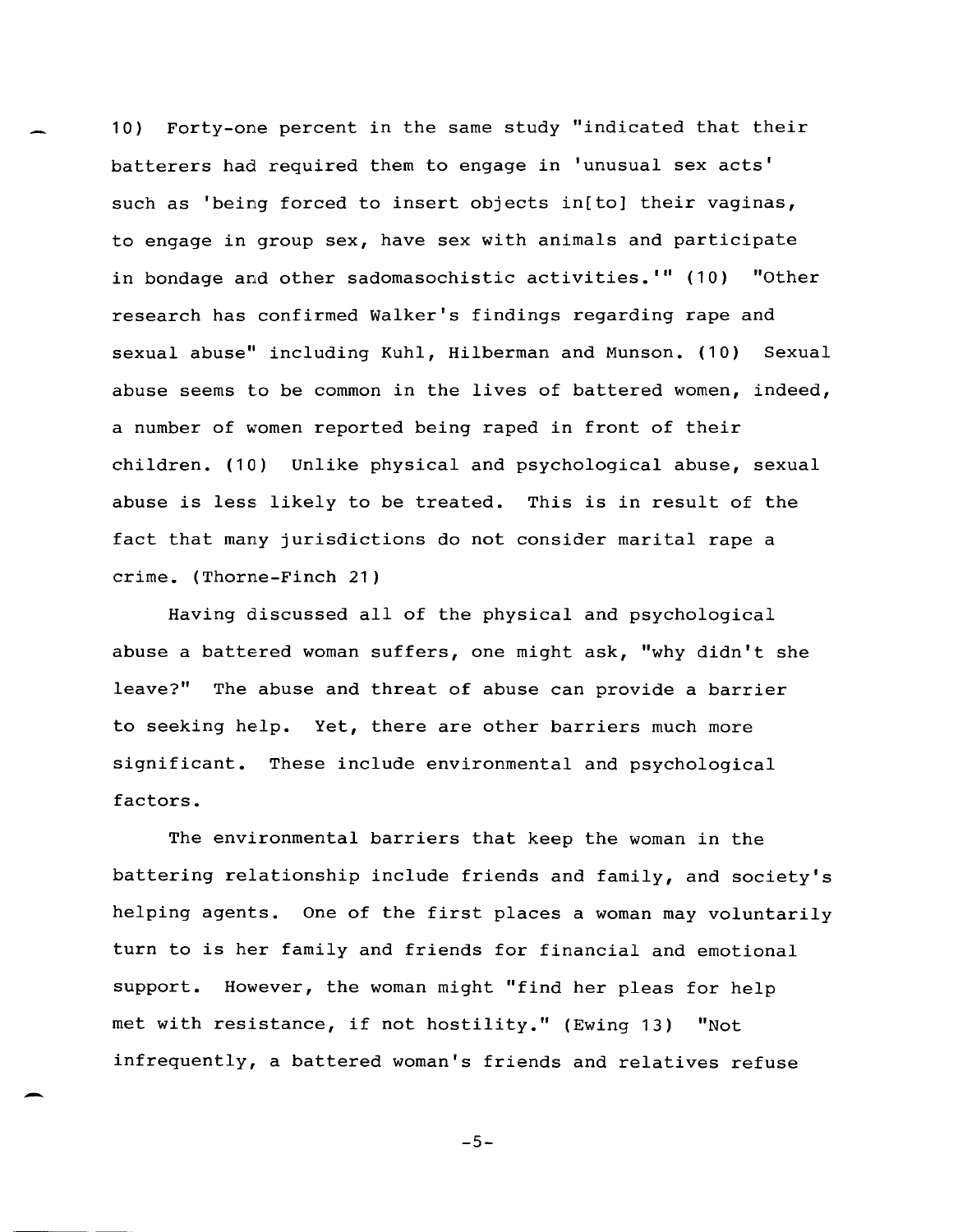10) Forty-one percent in the same study "indicated that their batterers had required them to engage in 'unusual sex acts' such as 'being forced to insert objects in[to] their vaginas, to engage in group sex, have sex with animals and participate in bondage and other sadomasochistic activities.'" (10) "Other research has confirmed Walker's findings regarding rape and sexual abuse" including Kuhl, Hilberman and Munson. (10) Sexual abuse seems to be common in the lives of battered women, indeed, a number of women reported being raped in front of their children. (10) Unlike physical and psychological abuse, sexual abuse is less likely to be treated. This is in result of the fact that many jurisdictions do not consider marital rape a crime. (Thorne-Finch 21)

Having discussed all of the physical and psychological abuse a battered woman suffers, one might ask, "why didn't she leave?" The abuse and threat of abuse can provide a barrier to seeking help. Yet, there are other barriers much more significant. These include environmental and psychological factors.

The environmental barriers that keep the woman in the battering relationship include friends and family, and society's helping agents. One of the first places a woman may voluntarily turn to is her family and friends for financial and emotional support. However, the woman might "find her pleas for help met with resistance, if not hostility." (Ewing 13) "Not infrequently, a battered woman's friends and relatives refuse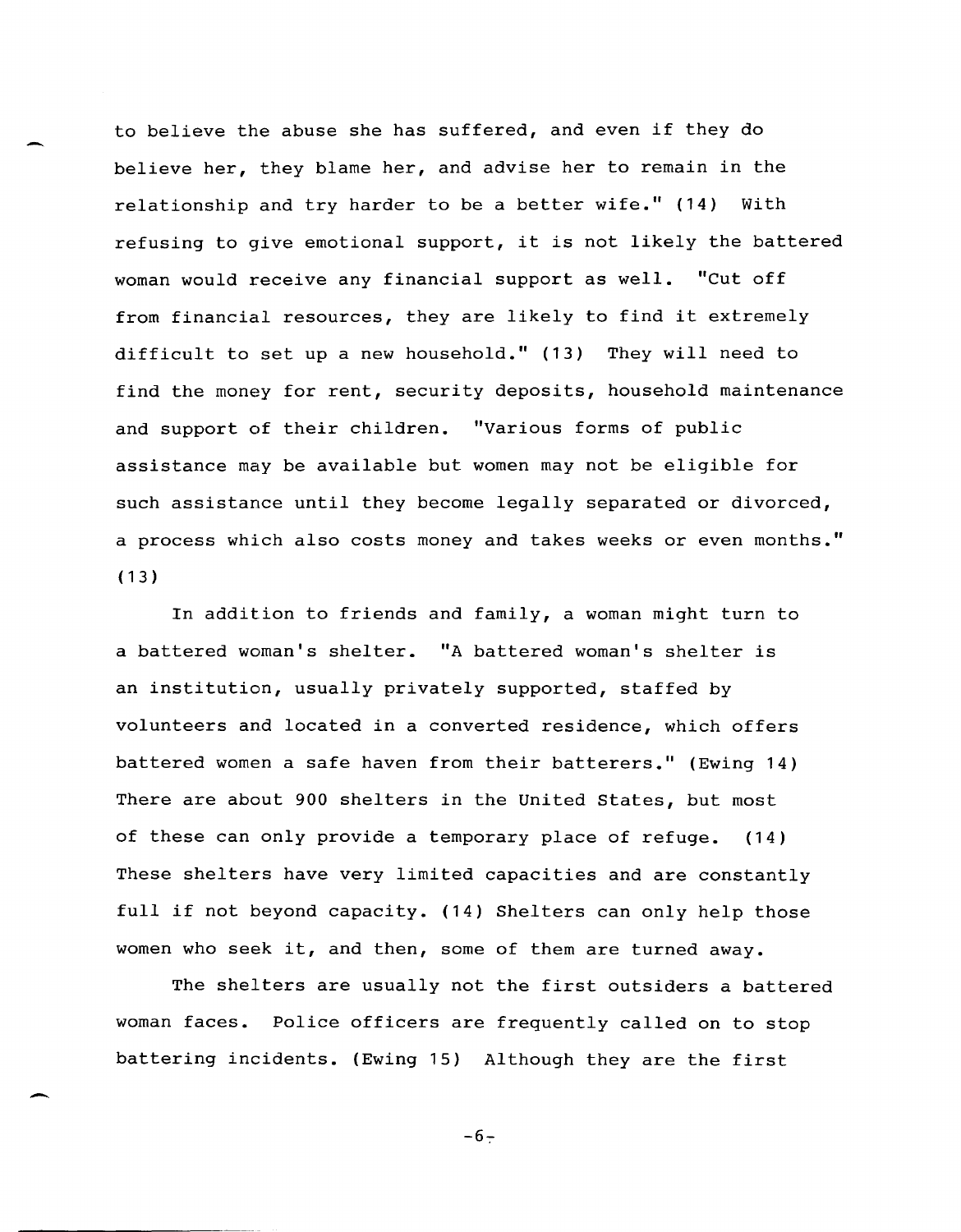to believe the abuse she has suffered, and even if they do believe her, they blame her, and advise her to remain in the relationship and try harder to be a better wife." (14) With refusing to give emotional support, it is not likely the battered woman would receive any financial support as well. "Cut off from financial resources, they are likely to find it extremely difficult to set up a new household." (13) They will need to find the money for rent, security deposits, household maintenance and support of their children. "Various forms of public assistance may be available but women may not be eligible for such assistance until they become legally separated or divorced, a process which also costs money and takes weeks or even months." (13)

In addition to friends and family, a woman might turn to a battered woman's shelter. "A battered woman's shelter is an institution, usually privately supported, staffed by volunteers and located in a converted residence, which offers battered women a safe haven from their batterers." (Ewing 14) There are about 900 shelters in the United States, but most of these can only provide a temporary place of refuge. (14) These shelters have very limited capacities and are constantly full if not beyond capacity. (14) Shelters can only help those women who seek it, and then, some of them are turned away.

The shelters are usually not the first outsiders a battered woman faces. Police officers are frequently called on to stop battering incidents. (Ewing 15) Although they are the first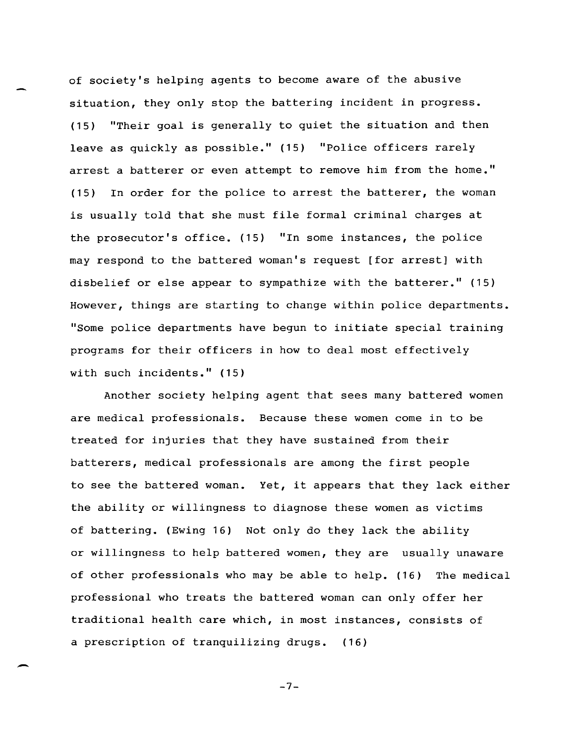of society's helping agents to become aware of the abusive situation, they only stop the battering incident in progress. (15) "Their goal is generally to quiet the situation and then leave as quickly as possible." (15) "Police officers rarely arrest a batterer or even attempt to remove him from the home." (15) In order for the police to arrest the batterer, the woman is usually told that she must file formal criminal charges at the prosecutor's office. (15) "In some instances, the police may respond to the battered woman's request [for arrest] with disbelief or else appear to sympathize with the batterer." (15) However, things are starting to change within police departments. "Some police departments have begun to initiate special training programs for their officers in how to deal most effectively with such incidents." (15)

Another society helping agent that sees many battered women are medical professionals. Because these women come in to be treated for injuries that they have sustained from their batterers, medical professionals are among the first people to see the battered woman. Yet, it appears that they lack either the ability or willingness to diagnose these women as victims of battering. (Ewing 16) Not only do they lack the ability or willingness to help battered women, they are usually unaware of other professionals who may be able to help. (16) The medical professional who treats the battered woman can only offer her traditional health care which, in most instances, consists of a prescription of tranquilizing drugs. (16)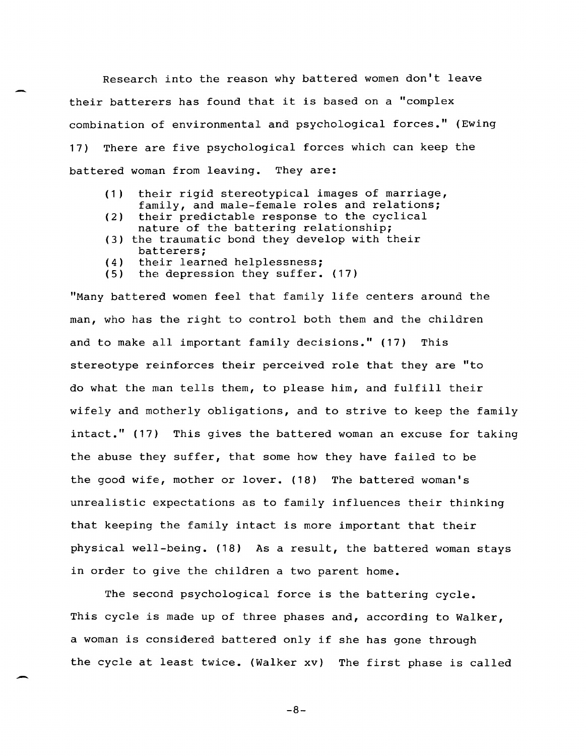Research into the reason why battered women don't leave their batterers has found that it is based on a "complex combination of environmental and psychological forces." (Ewing 17) There are five psychological forces which can keep the battered woman from leaving. They are:

> (1) their rigid stereotypical images of marriage, family, and male-female roles and relations;
> (2) their predictable response to the cyclical nature of the battering relationship;
> (3) the traumatic bond they develop with their batterers;
> (4) their learned helplessness;
> (5) the depression they suffer. (17)

"Many battered women feel that family life centers around the man, who has the right to control both them and the children and to make all important family decisions." (17) This stereotype reinforces their perceived role that they are "to do what the man tells them, to please him, and fulfill their wifely and motherly obligations, and to strive to keep the family intact." (17) This gives the battered woman an excuse for taking the abuse they suffer, that some how they have failed to be the good wife, mother or lover. (18) The battered woman's unrealistic expectations as to family influences their thinking that keeping the family intact is more important that their physical well-being. (18) As a result, the battered woman stays in order to give the children a two parent home.

The second psychological force is the battering cycle. This cycle is made up of three phases and, according to Walker, a woman is considered battered only if she has gone through the cycle at least twice. (Walker xv) The first phase is called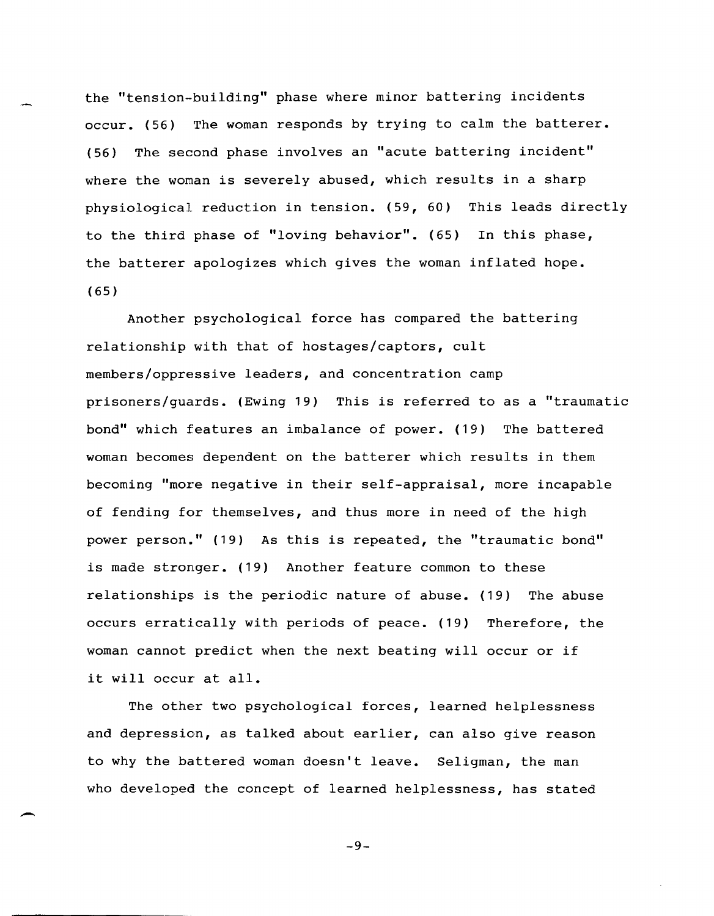the "tension-building" phase where minor battering incidents occur. (56) The woman responds by trying to calm the batterer. (56) The second phase involves an "acute battering incident" where the woman is severely abused, which results in a sharp physiological reduction in tension. (59, 60) This leads directly to the third phase of "loving behavior". (65) In this phase, the batterer apologizes which gives the woman inflated hope. (65)

Another psychological force has compared the battering relationship with that of hostages/captors, cult members/oppressive leaders, and concentration camp prisoners/guards. (Ewing 19) This is referred to as a "traumatic bond" which features an imbalance of power. (19) The battered woman becomes dependent on the batterer which results in them becoming "more negative in their self-appraisal, more incapable of fending for themselves, and thus more in need of the high power person." (19) As this is repeated, the "traumatic bond" is made stronger. (19) Another feature common to these relationships is the periodic nature of abuse. (19) The abuse occurs erratically with periods of peace. (19) Therefore, the woman cannot predict when the next beating will occur or if it will occur at all.

The other two psychological forces, learned helplessness and depression, as talked about earlier, can also give reason to why the battered woman doesn't leave. Seligman, the man who developed the concept of learned helplessness, has stated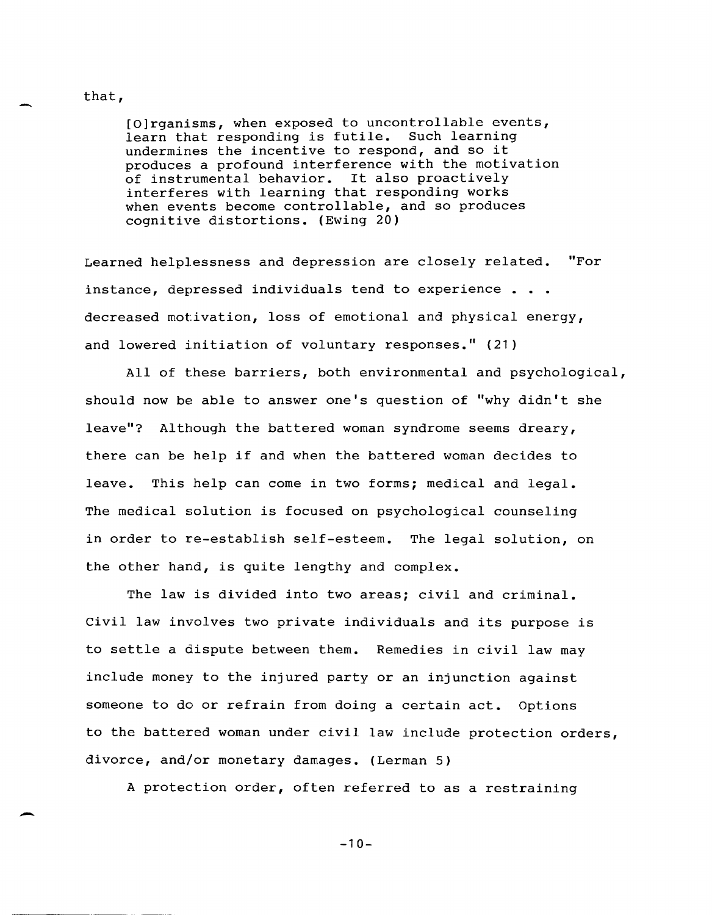that,

> [O]rganisms, when exposed to uncontrollable events, learn that responding is futile. Such learning undermines the incentive to respond, and so it produces a profound interference with the motivation of instrumental behavior. It also proactively interferes with learning that responding works when events become controllable, and so produces cognitive distortions. (Ewing 20)

Learned helplessness and depression are closely related. "For instance, depressed individuals tend to experience . . . decreased motivation, loss of emotional and physical energy, and lowered initiation of voluntary responses." (21)

All of these barriers, both environmental and psychological, should now be able to answer one's question of "why didn't she leave"? Although the battered woman syndrome seems dreary, there can be help if and when the battered woman decides to leave. This help can come in two forms; medical and legal. The medical solution is focused on psychological counseling in order to re-establish self-esteem. The legal solution, on the other hand, is quite lengthy and complex.

The law is divided into two areas; civil and criminal. Civil law involves two private individuals and its purpose is to settle a dispute between them. Remedies in civil law may include money to the injured party or an injunction against someone to do or refrain from doing a certain act. Options to the battered woman under civil law include protection orders, divorce, and/or monetary damages. (Lerman 5)

A protection order, often referred to as a restraining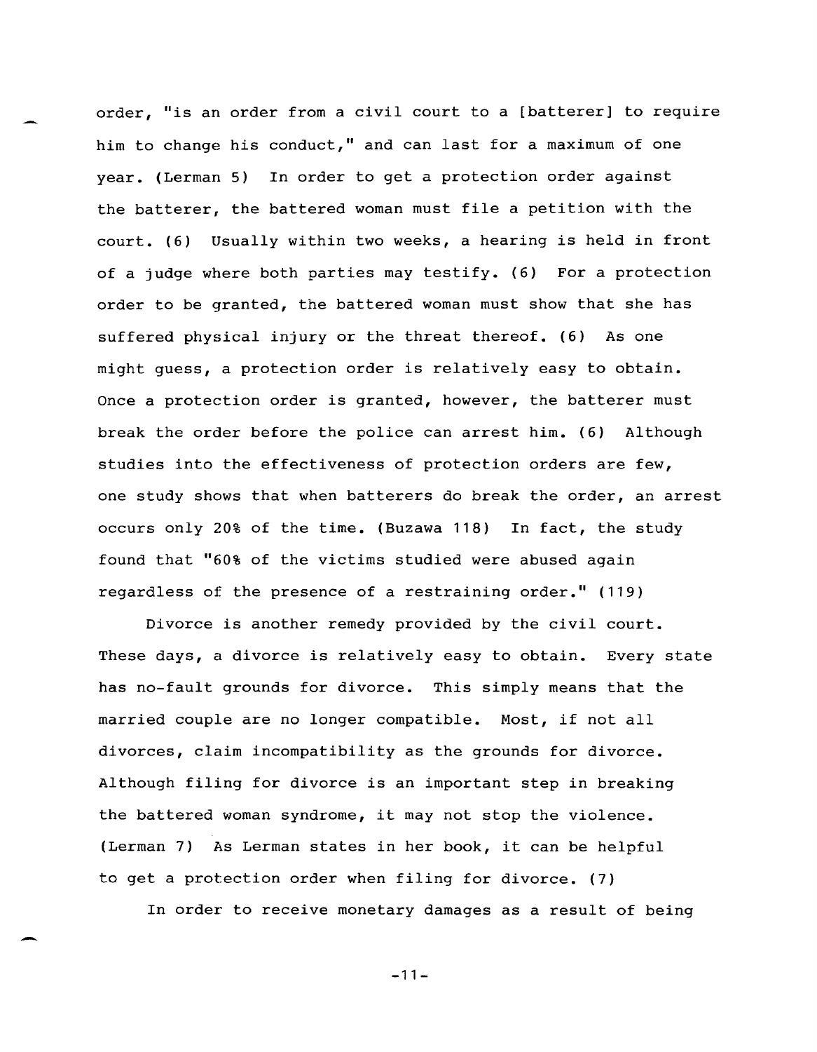order, "is an order from a civil court to a [batterer] to require him to change his conduct," and can last for a maximum of one year. (Lerman 5) In order to get a protection order against the batterer, the battered woman must file a petition with the court. (6) Usually within two weeks, a hearing is held in front of a judge where both parties may testify. (6) For a protection order to be granted, the battered woman must show that she has suffered physical injury or the threat thereof. (6) As one might guess, a protection order is relatively easy to obtain. Once a protection order is granted, however, the batterer must break the order before the police can arrest him. (6) Although studies into the effectiveness of protection orders are few, one study shows that when batterers do break the order, an arrest occurs only 20% of the time. (Buzawa 118) In fact, the study found that "60% of the victims studied were abused again regardless of the presence of a restraining order." (119)

Divorce is another remedy provided by the civil court. These days, a divorce is relatively easy to obtain. Every state has no-fault grounds for divorce. This simply means that the married couple are no longer compatible. Most, if not all divorces, claim incompatibility as the grounds for divorce. Although filing for divorce is an important step in breaking the battered woman syndrome, it may not stop the violence. (Lerman 7) As Lerman states in her book, it can be helpful to get a protection order when filing for divorce. (7)

In order to receive monetary damages as a result of being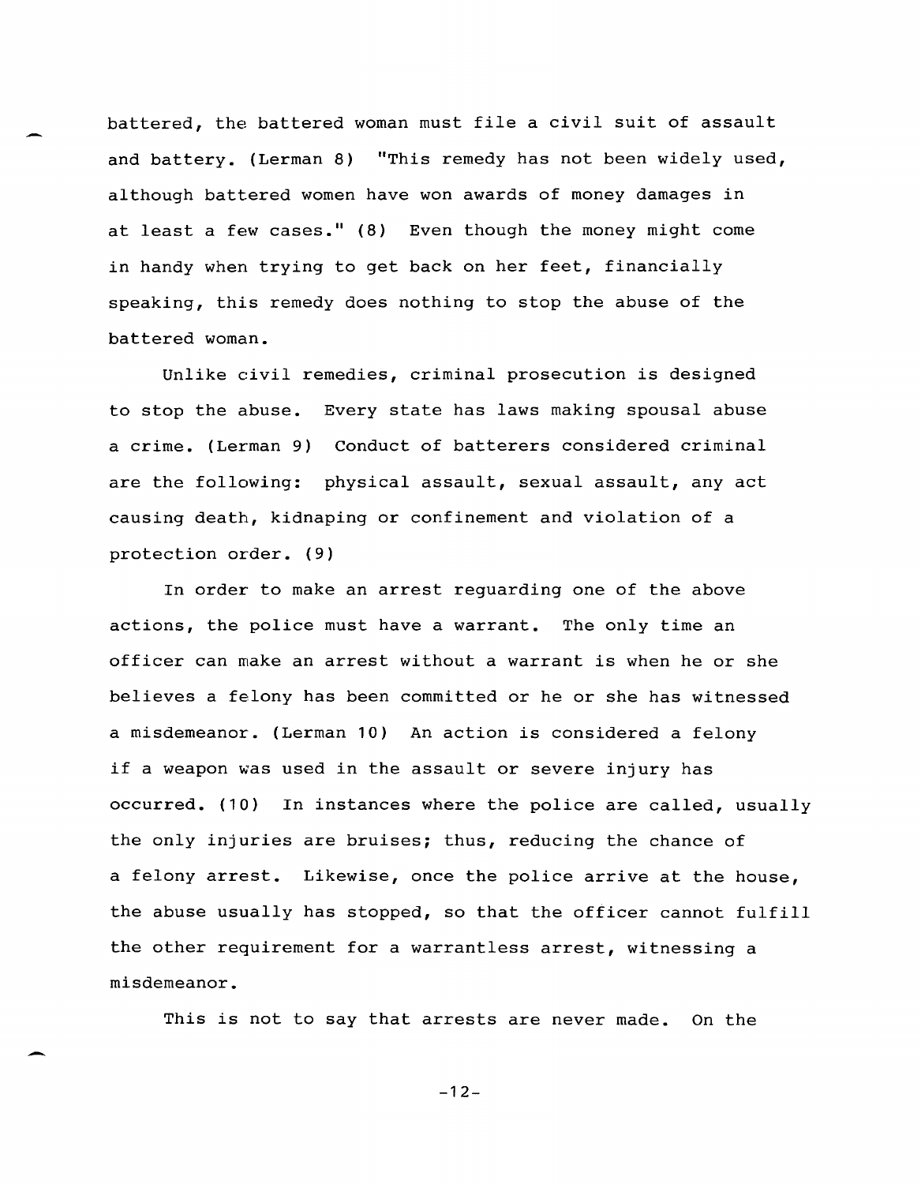battered, the battered woman must file a civil suit of assault and battery. (Lerman 8) "This remedy has not been widely used, although battered women have won awards of money damages in at least a few cases." (8) Even though the money might come in handy when trying to get back on her feet, financially speaking, this remedy does nothing to stop the abuse of the battered woman.

Unlike civil remedies, criminal prosecution is designed to stop the abuse. Every state has laws making spousal abuse a crime. (Lerman 9) Conduct of batterers considered criminal are the following: physical assault, sexual assault, any act causing death, kidnaping or confinement and violation of a protection order. (9)

In order to make an arrest reguarding one of the above actions, the police must have a warrant. The only time an officer can make an arrest without a warrant is when he or she believes a felony has been committed or he or she has witnessed a misdemeanor. (Lerman 10) An action is considered a felony if a weapon was used in the assault or severe injury has occurred. (10) In instances where the police are called, usually the only injuries are bruises; thus, reducing the chance of a felony arrest. Likewise, once the police arrive at the house, the abuse usually has stopped, so that the officer cannot fulfill the other requirement for a warrantless arrest, witnessing a misdemeanor.

This is not to say that arrests are never made. On the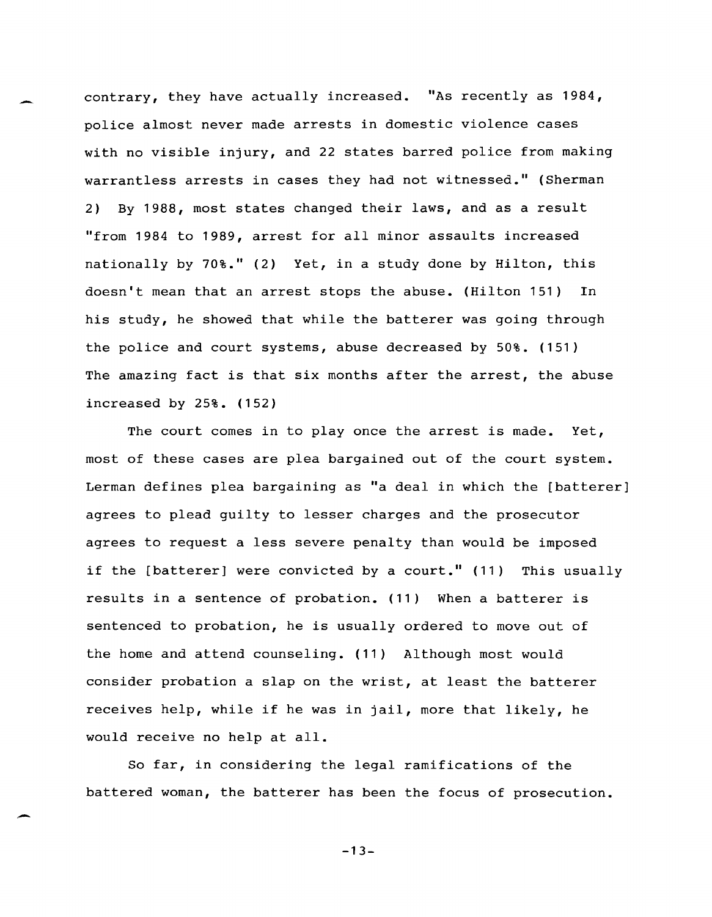contrary, they have actually increased. "As recently as 1984, police almost never made arrests in domestic violence cases with no visible injury, and 22 states barred police from making warrantless arrests in cases they had not witnessed." (Sherman 2) By 1988, most states changed their laws, and as a result "from 1984 to 1989, arrest for all minor assaults increased nationally by 70%." (2) Yet, in a study done by Hilton, this doesn't mean that an arrest stops the abuse. (Hilton 151) In his study, he showed that while the batterer was going through the police and court systems, abuse decreased by 50%. (151) The amazing fact is that six months after the arrest, the abuse increased by 25%. (152)

The court comes in to play once the arrest is made. Yet, most of these cases are plea bargained out of the court system. Lerman defines plea bargaining as "a deal in which the [batterer] agrees to plead guilty to lesser charges and the prosecutor agrees to request a less severe penalty than would be imposed if the [batterer] were convicted by a court." (11) This usually results in a sentence of probation. (11) When a batterer is sentenced to probation, he is usually ordered to move out of the home and attend counseling. (11) Although most would consider probation a slap on the wrist, at least the batterer receives help, while if he was in jail, more that likely, he would receive no help at all.

So far, in considering the legal ramifications of the battered woman, the batterer has been the focus of prosecution.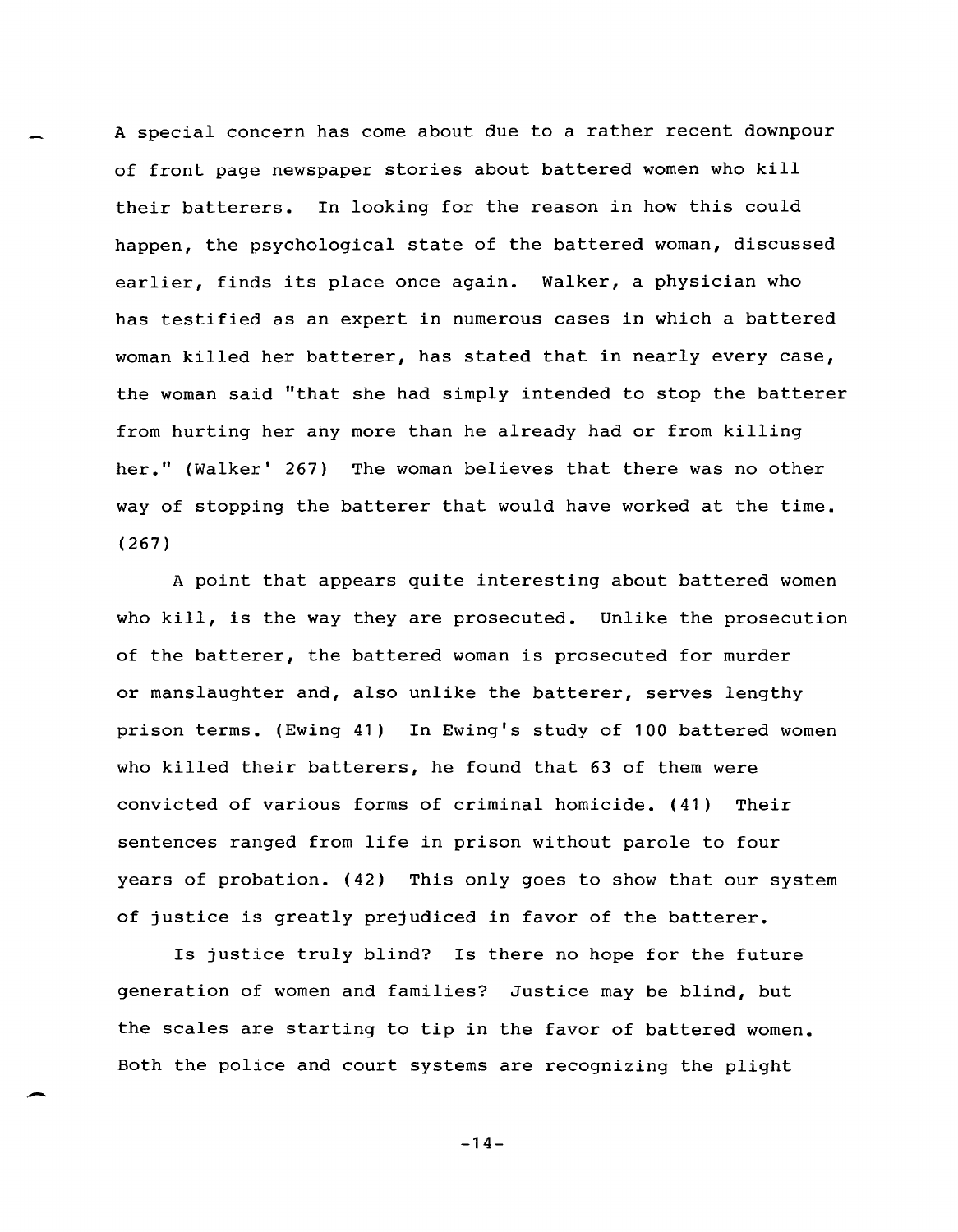A special concern has come about due to a rather recent downpour of front page newspaper stories about battered women who kill their batterers. In looking for the reason in how this could happen, the psychological state of the battered woman, discussed earlier, finds its place once again. Walker, a physician who has testified as an expert in numerous cases in which a battered woman killed her batterer, has stated that in nearly every case, the woman said "that she had simply intended to stop the batterer from hurting her any more than he already had or from killing her." (Walker' 267) The woman believes that there was no other way of stopping the batterer that would have worked at the time. (267)

A point that appears quite interesting about battered women who kill, is the way they are prosecuted. Unlike the prosecution of the batterer, the battered woman is prosecuted for murder or manslaughter and, also unlike the batterer, serves lengthy prison terms. (Ewing 41) In Ewing's study of 100 battered women who killed their batterers, he found that 63 of them were convicted of various forms of criminal homicide. (41) Their sentences ranged from life in prison without parole to four years of probation. (42) This only goes to show that our system of justice is greatly prejudiced in favor of the batterer.

Is justice truly blind? Is there no hope for the future generation of women and families? Justice may be blind, but the scales are starting to tip in the favor of battered women. Both the police and court systems are recognizing the plight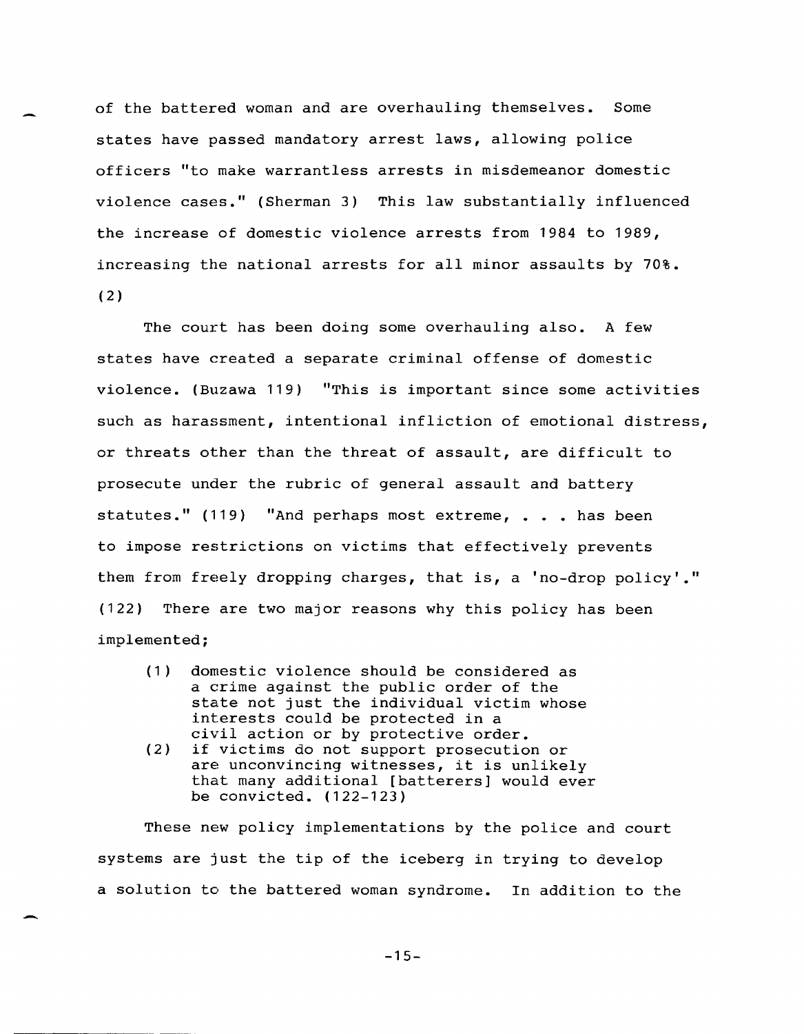of the battered woman and are overhauling themselves. Some states have passed mandatory arrest laws, allowing police officers "to make warrantless arrests in misdemeanor domestic violence cases." (Sherman 3) This law substantially influenced the increase of domestic violence arrests from 1984 to 1989, increasing the national arrests for all minor assaults by 70%. (2)

The court has been doing some overhauling also. A few states have created a separate criminal offense of domestic violence. (Buzawa 119) "This is important since some activities such as harassment, intentional infliction of emotional distress, or threats other than the threat of assault, are difficult to prosecute under the rubric of general assault and battery statutes." (119) "And perhaps most extreme, . . . has been to impose restrictions on victims that effectively prevents them from freely dropping charges, that is, a 'no-drop policy'." (122) There are two major reasons why this policy has been implemented;

> (1) domestic violence should be considered as a crime against the public order of the state not just the individual victim whose interests could be protected in a civil action or by protective order.
> (2) if victims do not support prosecution or are unconvincing witnesses, it is unlikely that many additional [batterers] would ever be convicted. (122-123)

These new policy implementations by the police and court systems are just the tip of the iceberg in trying to develop a solution to the battered woman syndrome. In addition to the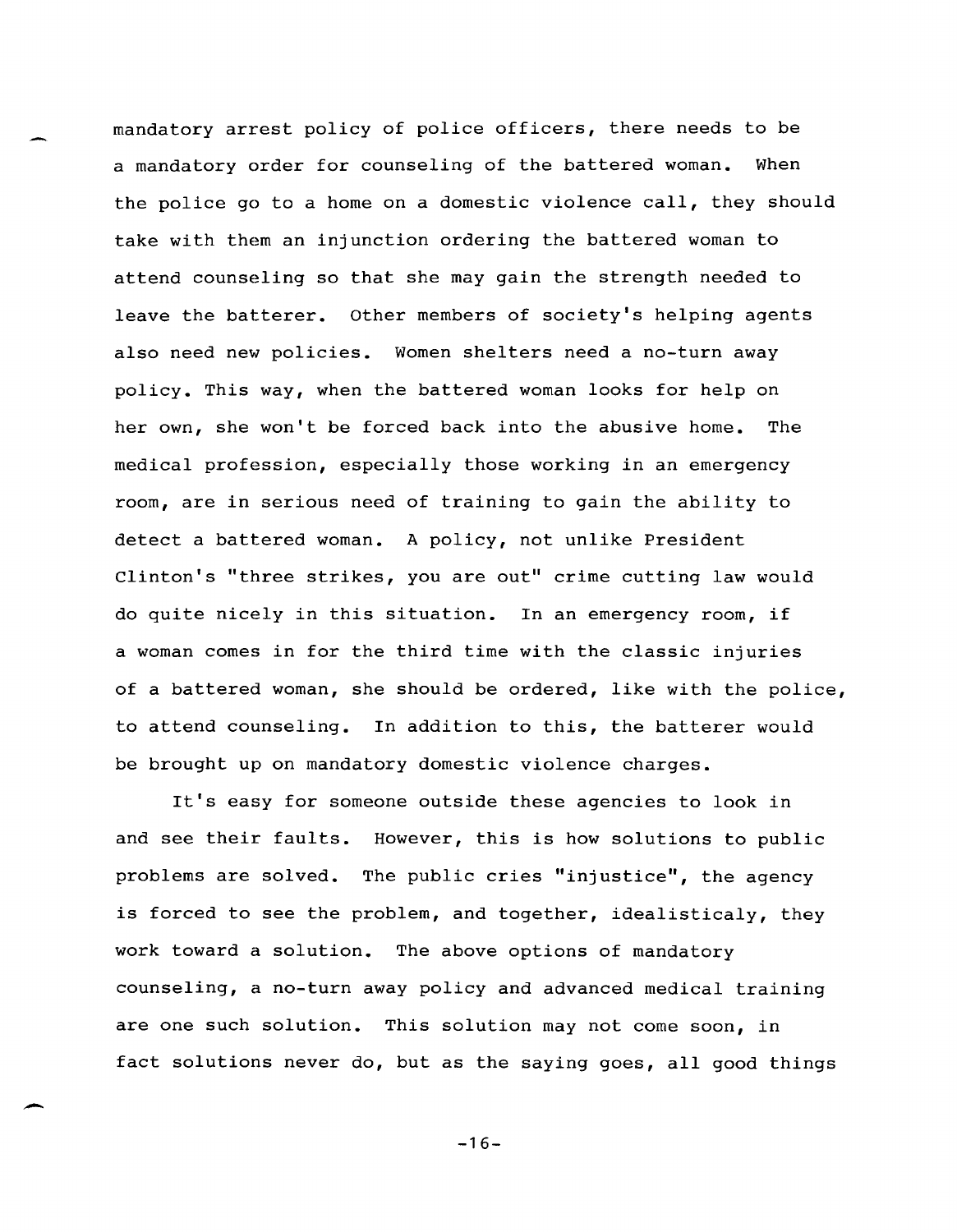mandatory arrest policy of police officers, there needs to be a mandatory order for counseling of the battered woman. When the police go to a home on a domestic violence call, they should take with them an injunction ordering the battered woman to attend counseling so that she may gain the strength needed to leave the batterer. Other members of society's helping agents also need new policies. Women shelters need a no-turn away policy. This way, when the battered woman looks for help on her own, she won't be forced back into the abusive home. The medical profession, especially those working in an emergency room, are in serious need of training to gain the ability to detect a battered woman. A policy, not unlike President Clinton's "three strikes, you are out" crime cutting law would do quite nicely in this situation. In an emergency room, if a woman comes in for the third time with the classic injuries of a battered woman, she should be ordered, like with the police, to attend counseling. In addition to this, the batterer would be brought up on mandatory domestic violence charges.

It's easy for someone outside these agencies to look in and see their faults. However, this is how solutions to public problems are solved. The public cries "injustice", the agency is forced to see the problem, and together, idealisticaly, they work toward a solution. The above options of mandatory counseling, a no-turn away policy and advanced medical training are one such solution. This solution may not come soon, in fact solutions never do, but as the saying goes, all good things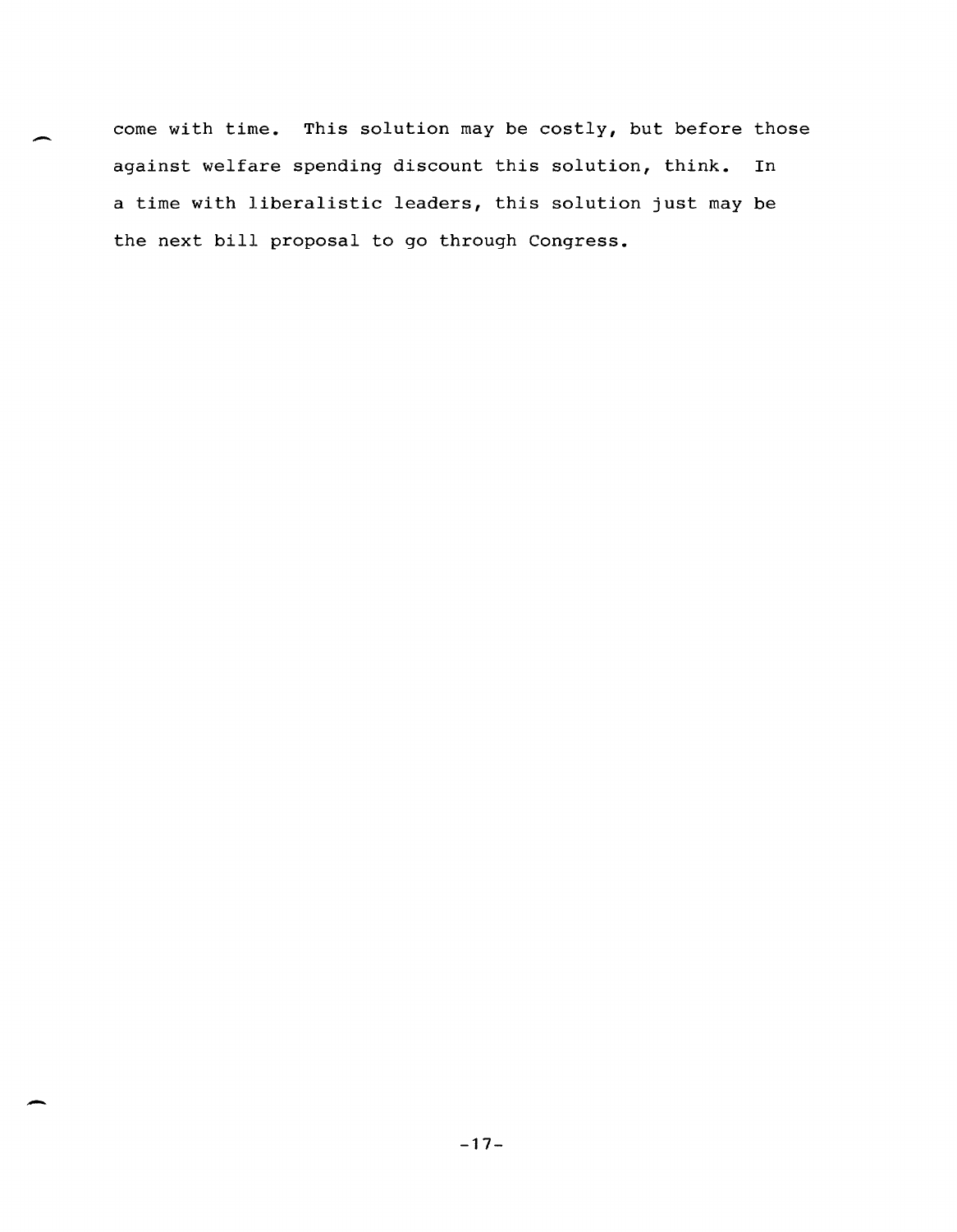come with time. This solution may be costly, but before those against welfare spending discount this solution, think. In a time with liberalistic leaders, this solution just may be the next bill proposal to go through Congress.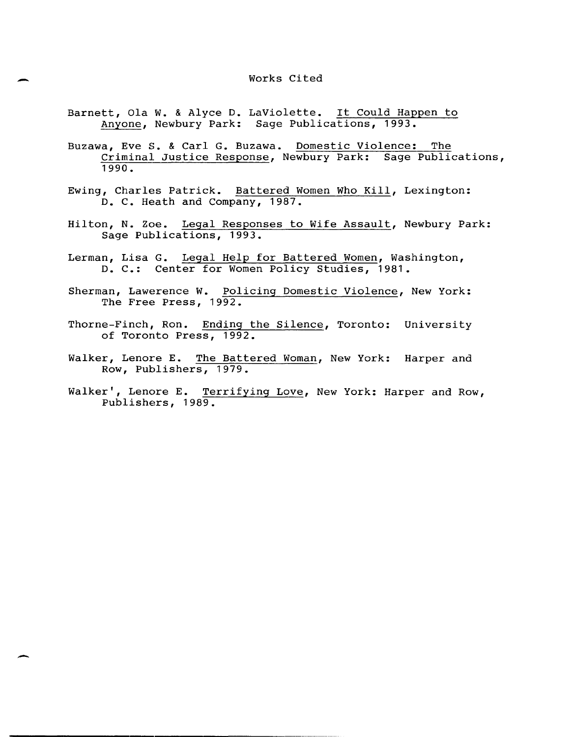# Works Cited

Barnett, Ola W. & Alyce D. LaViolette. *It Could Happen to Anyone*, Newbury Park: Sage Publications, 1993.

Buzawa, Eve S. & Carl G. Buzawa. *Domestic Violence: The Criminal Justice Response*, Newbury Park: Sage Publications, 1990.

Ewing, Charles Patrick. *Battered Women Who Kill*, Lexington: D. C. Heath and Company, 1987.

Hilton, N. Zoe. *Legal Responses to Wife Assault*, Newbury Park: Sage Publications, 1993.

Lerman, Lisa G. *Legal Help for Battered Women*, Washington, D. C.: Center for Women Policy Studies, 1981.

Sherman, Lawerence W. *Policing Domestic Violence*, New York: The Free Press, 1992.

Thorne-Finch, Ron. *Ending the Silence*, Toronto: University of Toronto Press, 1992.

Walker, Lenore E. *The Battered Woman*, New York: Harper and Row, Publishers, 1979.

Walker', Lenore E. *Terrifying Love*, New York: Harper and Row, Publishers, 1989.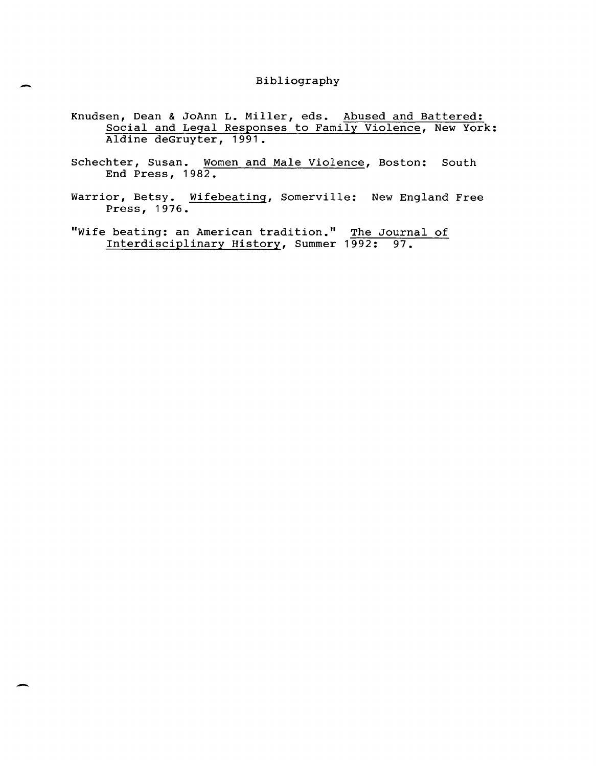# Bibliography

Knudsen, Dean & JoAnn L. Miller, eds. Abused and Battered: Social and Legal Responses to Family Violence, New York: Aldine deGruyter, 1991.

Schechter, Susan. Women and Male Violence, Boston: South End Press, 1982.

Warrior, Betsy. Wifebeating, Somerville: New England Free Press, 1976.

"Wife beating: an American tradition." The Journal of Interdisciplinary History, Summer 1992: 97.